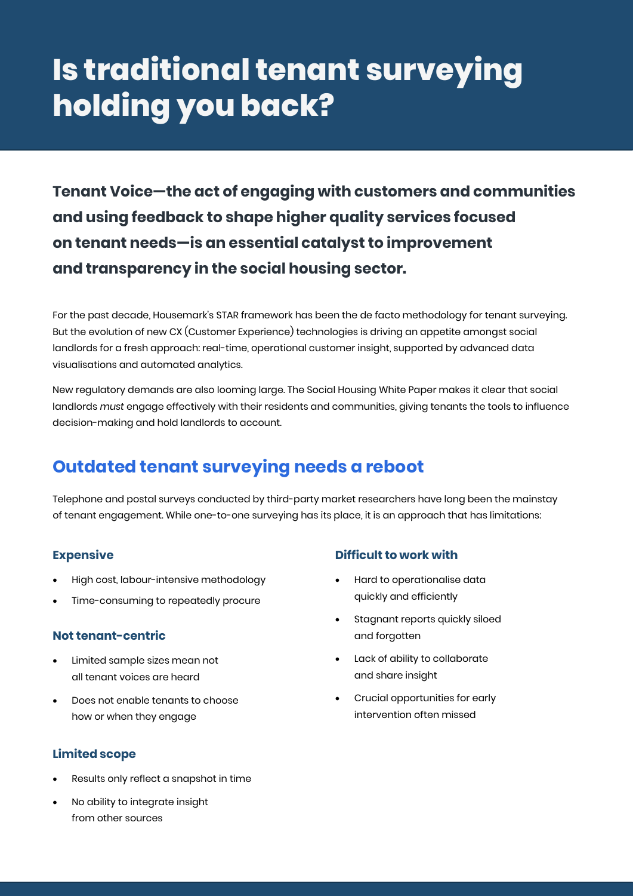# Is traditional tenant surveying holding you back?

**Tenant Voice—the act of engaging with customers and communities and using feedback to shape higher quality services focused on tenant needs—is an essential catalyst to improvement and transparency in the social housing sector.**

For the past decade, Housemark's STAR framework has been the de facto methodology for tenant surveying. But the evolution of new CX (Customer Experience) technologies is driving an appetite amongst social landlords for a fresh approach: real-time, operational customer insight, supported by advanced data visualisations and automated analytics.

New regulatory demands are also looming large. The Social Housing White Paper makes it clear that social landlords *must* engage effectively with their residents and communities, giving tenants the tools to influence decision-making and hold landlords to account.

## Outdated tenant surveying needs a reboot

Telephone and postal surveys conducted by third-party market researchers have long been the mainstay of tenant engagement. While one-to-one surveying has its place, it is an approach that has limitations:

### Expensive

- High cost, labour-intensive methodology
- Time-consuming to repeatedly procure

### Not tenant-centric

- Limited sample sizes mean not all tenant voices are heard
- Does not enable tenants to choose how or when they engage

### Limited scope

- Results only reflect a snapshot in time
- No ability to integrate insight from other sources

### Difficult to work with

- Hard to operationalise data quickly and efficiently
- Stagnant reports quickly siloed and forgotten
- Lack of ability to collaborate and share insight
- Crucial opportunities for early intervention often missed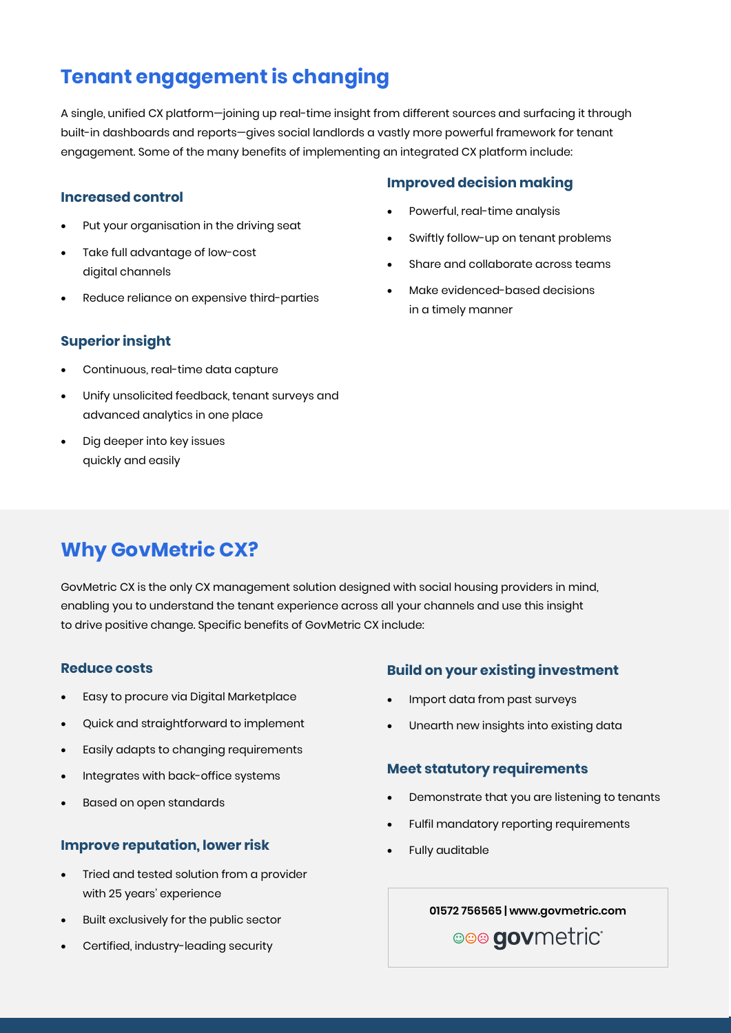# Tenant engagement is changing

A single, unified CX platform—joining up real-time insight from different sources and surfacing it through built-in dashboards and reports—gives social landlords a vastly more powerful framework for tenant engagement. Some of the many benefits of implementing an integrated CX platform include:

### Increased control

- Put your organisation in the driving seat
- Take full advantage of low-cost digital channels
- Reduce reliance on expensive third-parties

### Superior insight

- Continuous, real-time data capture
- Unify unsolicited feedback, tenant surveys and advanced analytics in one place
- Dig deeper into key issues quickly and easily

### Improved decision making

- Powerful, real-time analysis
- Swiftly follow-up on tenant problems
- Share and collaborate across teams
- Make evidenced-based decisions in a timely manner

# Why GovMetric CX?

GovMetric CX is the only CX management solution designed with social housing providers in mind, enabling you to understand the tenant experience across all your channels and use this insight to drive positive change. Specific benefits of GovMetric CX include:

### Reduce costs

- Easy to procure via Digital Marketplace
- Quick and straightforward to implement
- Easily adapts to changing requirements
- Integrates with back-office systems
- Based on open standards

### Improve reputation, lower risk

- Tried and tested solution from a provider with 25 years' experience
- Built exclusively for the public sector
- Certified, industry-leading security

### Build on your existing investment

- Import data from past surveys
- Unearth new insights into existing data

### Meet statutory requirements

- Demonstrate that you are listening to tenants
- Fulfil mandatory reporting requirements
- Fully auditable

**01572 756565 | www.govmetric.com**

govmetric